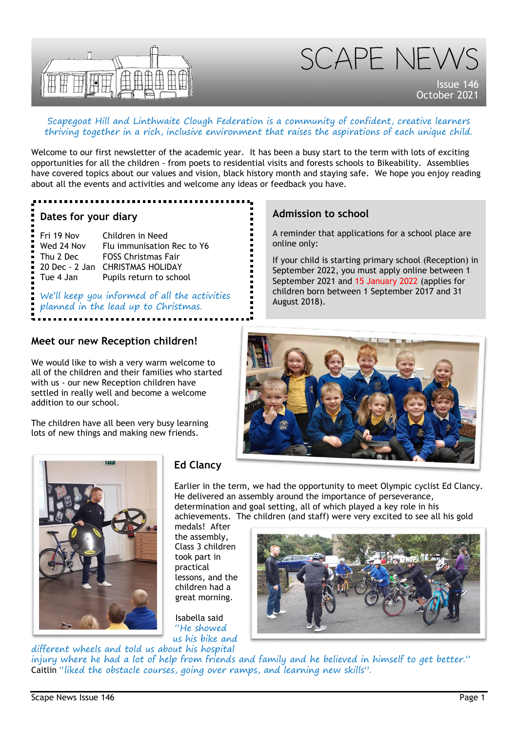# SCAPE NEWS

Issue 146
October 2021

*Scapegoat Hill and Linthwaite Clough Federation is a community of confident, creative learners thriving together in a rich, inclusive environment that raises the aspirations of each unique child.*

Welcome to our first newsletter of the academic year. It has been a busy start to the term with lots of exciting opportunities for all the children - from poets to residential visits and forests schools to Bikeability. Assemblies have covered topics about our values and vision, black history month and staying safe. We hope you enjoy reading about all the events and activities and welcome any ideas or feedback you have.

## Dates for your diary

| | |
|---|---|
| Fri 19 Nov | Children in Need |
| Wed 24 Nov | Flu immunisation Rec to Y6 |
| Thu 2 Dec | FOSS Christmas Fair |
| 20 Dec - 2 Jan | CHRISTMAS HOLIDAY |
| Tue 4 Jan | Pupils return to school |

*We'll keep you informed of all the activities planned in the lead up to Christmas.*

## Admission to school

A reminder that applications for a school place are online only:

If your child is starting primary school (Reception) in September 2022, you must apply online between 1 September 2021 and 15 January 2022 (applies for children born between 1 September 2017 and 31 August 2018).

## Meet our new Reception children!

We would like to wish a very warm welcome to all of the children and their families who started with us - our new Reception children have settled in really well and become a welcome addition to our school.

The children have all been very busy learning lots of new things and making new friends.

## Ed Clancy

Earlier in the term, we had the opportunity to meet Olympic cyclist Ed Clancy. He delivered an assembly around the importance of perseverance, determination and goal setting, all of which played a key role in his achievements. The children (and staff) were very excited to see all his gold medals! After the assembly, Class 3 children took part in practical lessons, and the children had a great morning.

Isabella said *"He showed us his bike and different wheels and told us about his hospital injury where he had a lot of help from friends and family and he believed in himself to get better."* Caitlin *"liked the obstacle courses, going over ramps, and learning new skills".*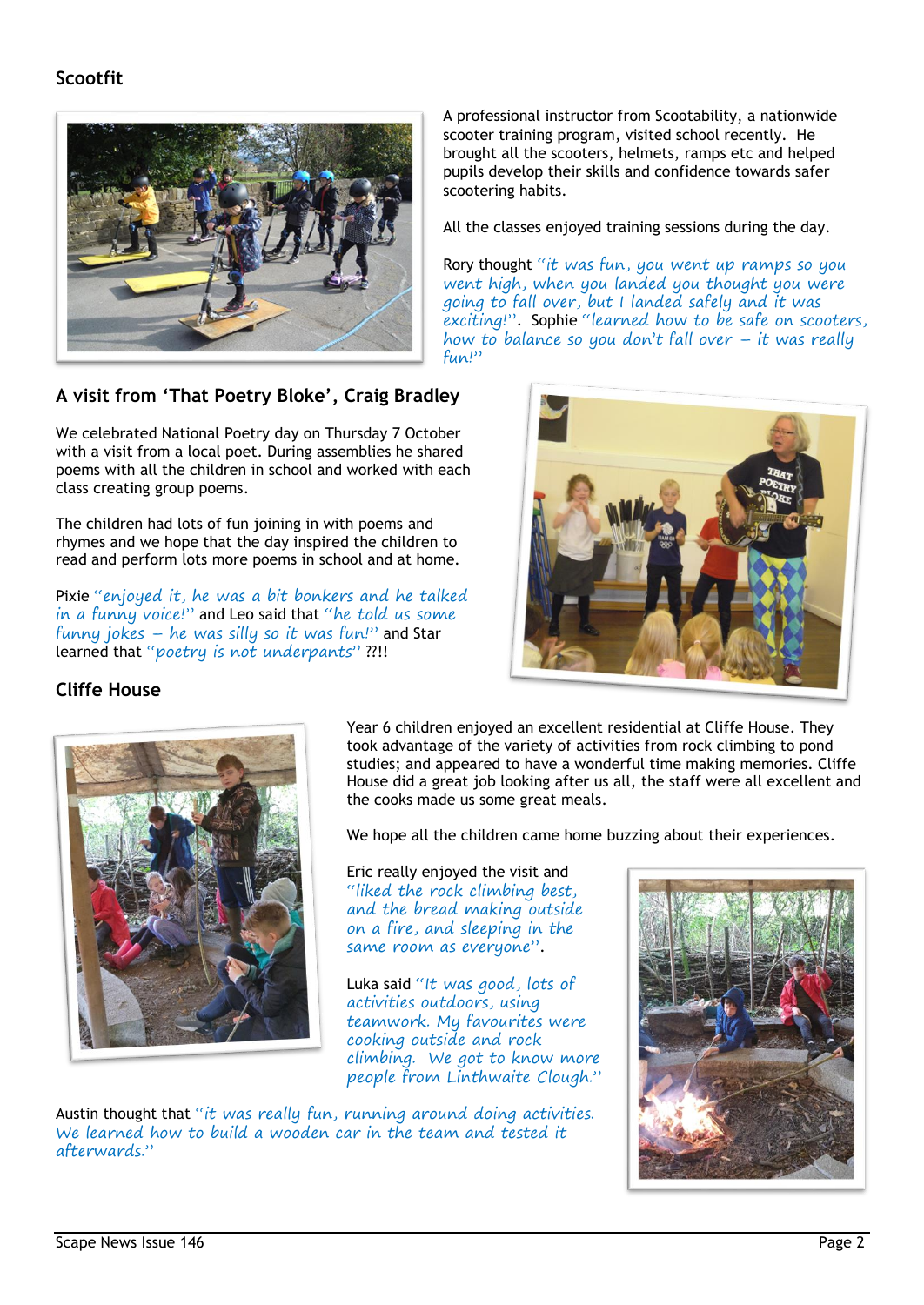## Scootfit

A professional instructor from Scootability, a nationwide scooter training program, visited school recently. He brought all the scooters, helmets, ramps etc and helped pupils develop their skills and confidence towards safer scootering habits.

All the classes enjoyed training sessions during the day.

Rory thought *"it was fun, you went up ramps so you went high, when you landed you thought you were going to fall over, but I landed safely and it was exciting!"*. Sophie *"learned how to be safe on scooters, how to balance so you don't fall over – it was really fun!"*

## A visit from 'That Poetry Bloke', Craig Bradley

We celebrated National Poetry day on Thursday 7 October with a visit from a local poet. During assemblies he shared poems with all the children in school and worked with each class creating group poems.

The children had lots of fun joining in with poems and rhymes and we hope that the day inspired the children to read and perform lots more poems in school and at home.

Pixie *"enjoyed it, he was a bit bonkers and he talked in a funny voice!"* and Leo said that *"he told us some funny jokes – he was silly so it was fun!"* and Star learned that *"poetry is not underpants"* ??!!

## Cliffe House

Year 6 children enjoyed an excellent residential at Cliffe House. They took advantage of the variety of activities from rock climbing to pond studies; and appeared to have a wonderful time making memories. Cliffe House did a great job looking after us all, the staff were all excellent and the cooks made us some great meals.

We hope all the children came home buzzing about their experiences.

Eric really enjoyed the visit and *"liked the rock climbing best, and the bread making outside on a fire, and sleeping in the same room as everyone"*.

Luka said *"It was good, lots of activities outdoors, using teamwork. My favourites were cooking outside and rock climbing. We got to know more people from Linthwaite Clough."*

Austin thought that *"it was really fun, running around doing activities. We learned how to build a wooden car in the team and tested it afterwards."*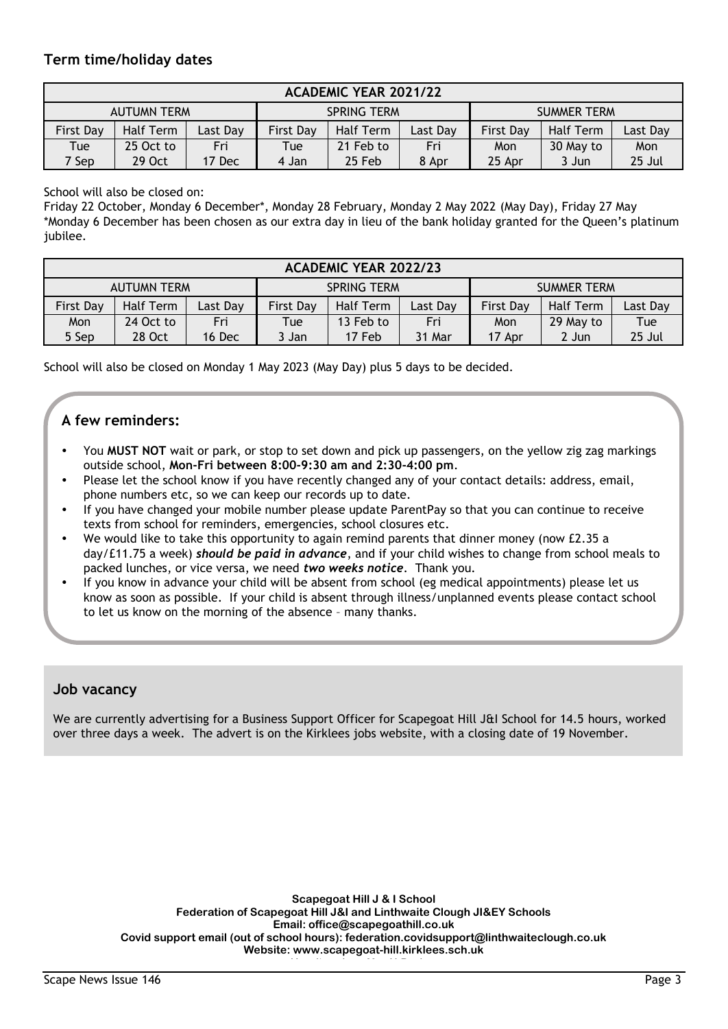## Term time/holiday dates

| ACADEMIC YEAR 2021/22 | | | | | | | | |
|---|---|---|---|---|---|---|---|---|
| AUTUMN TERM | | | SPRING TERM | | | SUMMER TERM | | |
| First Day | Half Term | Last Day | First Day | Half Term | Last Day | First Day | Half Term | Last Day |
| Tue 7 Sep | 25 Oct to 29 Oct | Fri 17 Dec | Tue 4 Jan | 21 Feb to 25 Feb | Fri 8 Apr | Mon 25 Apr | 30 May to 3 Jun | Mon 25 Jul |

School will also be closed on:
Friday 22 October, Monday 6 December*, Monday 28 February, Monday 2 May 2022 (May Day), Friday 27 May
*Monday 6 December has been chosen as our extra day in lieu of the bank holiday granted for the Queen's platinum jubilee.

| ACADEMIC YEAR 2022/23 | | | | | | | | |
|---|---|---|---|---|---|---|---|---|
| AUTUMN TERM | | | SPRING TERM | | | SUMMER TERM | | |
| First Day | Half Term | Last Day | First Day | Half Term | Last Day | First Day | Half Term | Last Day |
| Mon 5 Sep | 24 Oct to 28 Oct | Fri 16 Dec | Tue 3 Jan | 13 Feb to 17 Feb | Fri 31 Mar | Mon 17 Apr | 29 May to 2 Jun | Tue 25 Jul |

School will also be closed on Monday 1 May 2023 (May Day) plus 5 days to be decided.

### A few reminders:

- You **MUST NOT** wait or park, or stop to set down and pick up passengers, on the yellow zig zag markings outside school, **Mon-Fri between 8:00-9:30 am and 2:30-4:00 pm**.
- Please let the school know if you have recently changed any of your contact details: address, email, phone numbers etc, so we can keep our records up to date.
- If you have changed your mobile number please update ParentPay so that you can continue to receive texts from school for reminders, emergencies, school closures etc.
- We would like to take this opportunity to again remind parents that dinner money (now £2.35 a day/£11.75 a week) ***should be paid in advance***, and if your child wishes to change from school meals to packed lunches, or vice versa, we need ***two weeks notice***. Thank you.
- If you know in advance your child will be absent from school (eg medical appointments) please let us know as soon as possible. If your child is absent through illness/unplanned events please contact school to let us know on the morning of the absence – many thanks.

### Job vacancy

We are currently advertising for a Business Support Officer for Scapegoat Hill J&I School for 14.5 hours, worked over three days a week. The advert is on the Kirklees jobs website, with a closing date of 19 November.

**Scapegoat Hill J & I School**
**Federation of Scapegoat Hill J&I and Linthwaite Clough JI&EY Schools**
**Email: office@scapegoathill.co.uk**
**Covid support email (out of school hours): federation.covidsupport@linthwaiteclough.co.uk**
**Website: www.scapegoat-hill.kirklees.sch.uk**